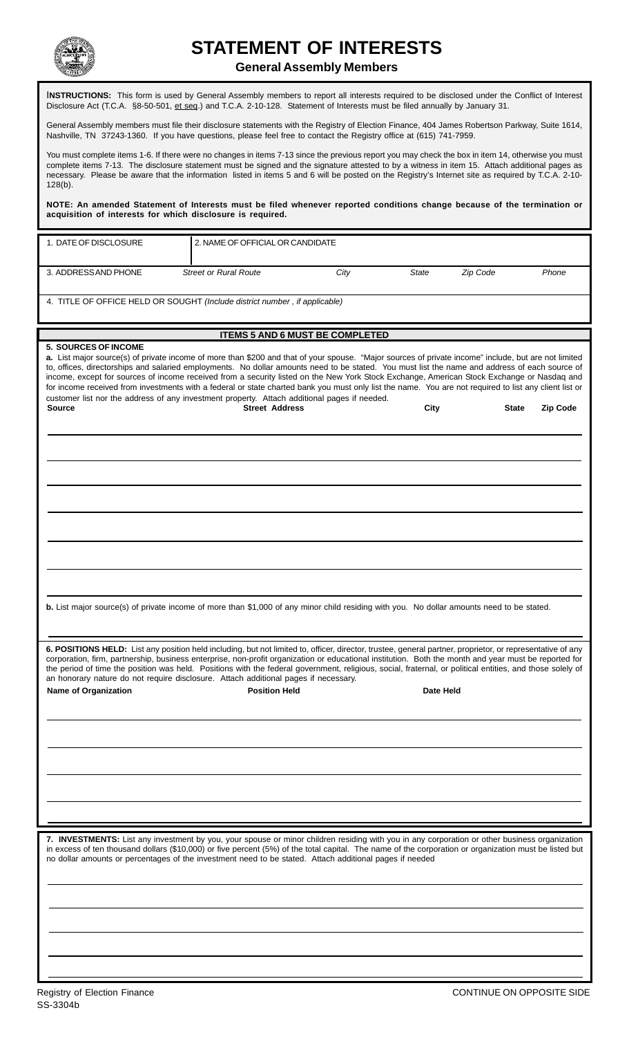# STATEMENT OF INTERESTS

## General Assembly Members

**INSTRUCTIONS:** This form is used by General Assembly members to report all interests required to be disclosed under the Conflict of Interest Disclosure Act (T.C.A. §8-50-501, et seq.) and T.C.A. 2-10-128. Statement of Interests must be filed annually by January 31.

General Assembly members must file their disclosure statements with the Registry of Election Finance, 404 James Robertson Parkway, Suite 1614, Nashville, TN 37243-1360. If you have questions, please feel free to contact the Registry office at (615) 741-7959.

You must complete items 1-6. If there were no changes in items 7-13 since the previous report you may check the box in item 14, otherwise you must complete items 7-13. The disclosure statement must be signed and the signature attested to by a witness in item 15. Attach additional pages as necessary. Please be aware that the information listed in items 5 and 6 will be posted on the Registry's Internet site as required by T.C.A. 2-10-128(b).

**NOTE: An amended Statement of Interests must be filed whenever reported conditions change because of the termination or acquisition of interests for which disclosure is required.**

| 1. DATE OF DISCLOSURE | 2. NAME OF OFFICIAL OR CANDIDATE | | | | |
|---|---|---|---|---|---|
| 3. ADDRESS AND PHONE | *Street or Rural Route* | *City* | *State* | *Zip Code* | *Phone* |

4. TITLE OF OFFICE HELD OR SOUGHT *(Include district number , if applicable)*

**ITEMS 5 AND 6 MUST BE COMPLETED**

**5. SOURCES OF INCOME**

**a.** List major source(s) of private income of more than $200 and that of your spouse. "Major sources of private income" include, but are not limited to, offices, directorships and salaried employments. No dollar amounts need to be stated. You must list the name and address of each source of income, except for sources of income received from a security listed on the New York Stock Exchange, American Stock Exchange or Nasdaq and for income received from investments with a federal or state charted bank you must only list the name. You are not required to list any client list or customer list nor the address of any investment property. Attach additional pages if needed.

| Source | Street Address | City | State | Zip Code |
|---|---|---|---|---|
| | | | | |
| | | | | |
| | | | | |
| | | | | |
| | | | | |
| | | | | |
| | | | | |

**b.** List major source(s) of private income of more than $1,000 of any minor child residing with you. No dollar amounts need to be stated.

**6. POSITIONS HELD:** List any position held including, but not limited to, officer, director, trustee, general partner, proprietor, or representative of any corporation, firm, partnership, business enterprise, non-profit organization or educational institution. Both the month and year must be reported for the period of time the position was held. Positions with the federal government, religious, social, fraternal, or political entities, and those solely of an honorary nature do not require disclosure. Attach additional pages if necessary.

| Name of Organization | Position Held | Date Held |
|---|---|---|
| | | |
| | | |
| | | |
| | | |

**7. INVESTMENTS:** List any investment by you, your spouse or minor children residing with you in any corporation or other business organization in excess of ten thousand dollars ($10,000) or five percent (5%) of the total capital. The name of the corporation or organization must be listed but no dollar amounts or percentages of the investment need to be stated. Attach additional pages if needed

Registry of Election Finance
SS-3304b

CONTINUE ON OPPOSITE SIDE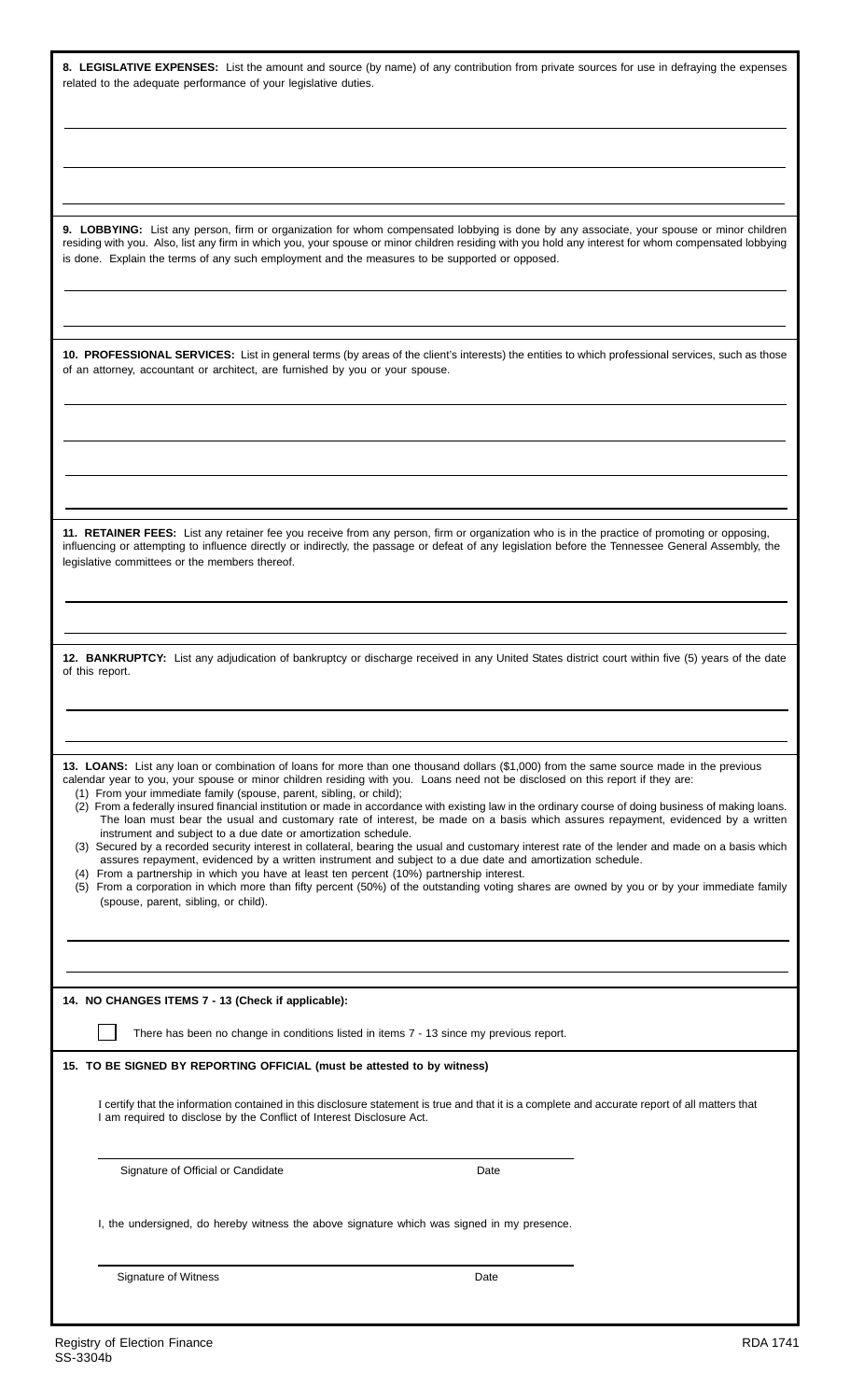**8. LEGISLATIVE EXPENSES:** List the amount and source (by name) of any contribution from private sources for use in defraying the expenses related to the adequate performance of your legislative duties.

**9. LOBBYING:** List any person, firm or organization for whom compensated lobbying is done by any associate, your spouse or minor children residing with you. Also, list any firm in which you, your spouse or minor children residing with you hold any interest for whom compensated lobbying is done. Explain the terms of any such employment and the measures to be supported or opposed.

**10. PROFESSIONAL SERVICES:** List in general terms (by areas of the client's interests) the entities to which professional services, such as those of an attorney, accountant or architect, are furnished by you or your spouse.

**11. RETAINER FEES:** List any retainer fee you receive from any person, firm or organization who is in the practice of promoting or opposing, influencing or attempting to influence directly or indirectly, the passage or defeat of any legislation before the Tennessee General Assembly, the legislative committees or the members thereof.

**12. BANKRUPTCY:** List any adjudication of bankruptcy or discharge received in any United States district court within five (5) years of the date of this report.

**13. LOANS:** List any loan or combination of loans for more than one thousand dollars ($1,000) from the same source made in the previous calendar year to you, your spouse or minor children residing with you. Loans need not be disclosed on this report if they are:

(1) From your immediate family (spouse, parent, sibling, or child);

(2) From a federally insured financial institution or made in accordance with existing law in the ordinary course of doing business of making loans. The loan must bear the usual and customary rate of interest, be made on a basis which assures repayment, evidenced by a written instrument and subject to a due date or amortization schedule.

(3) Secured by a recorded security interest in collateral, bearing the usual and customary interest rate of the lender and made on a basis which assures repayment, evidenced by a written instrument and subject to a due date and amortization schedule.

(4) From a partnership in which you have at least ten percent (10%) partnership interest.

(5) From a corporation in which more than fifty percent (50%) of the outstanding voting shares are owned by you or by your immediate family (spouse, parent, sibling, or child).

**14. NO CHANGES ITEMS 7 - 13 (Check if applicable):**

☐ There has been no change in conditions listed in items 7 - 13 since my previous report.

**15. TO BE SIGNED BY REPORTING OFFICIAL (must be attested to by witness)**

I certify that the information contained in this disclosure statement is true and that it is a complete and accurate report of all matters that I am required to disclose by the Conflict of Interest Disclosure Act.

Signature of Official or Candidate Date

I, the undersigned, do hereby witness the above signature which was signed in my presence.

Signature of Witness Date

Registry of Election Finance
SS-3304b

RDA 1741